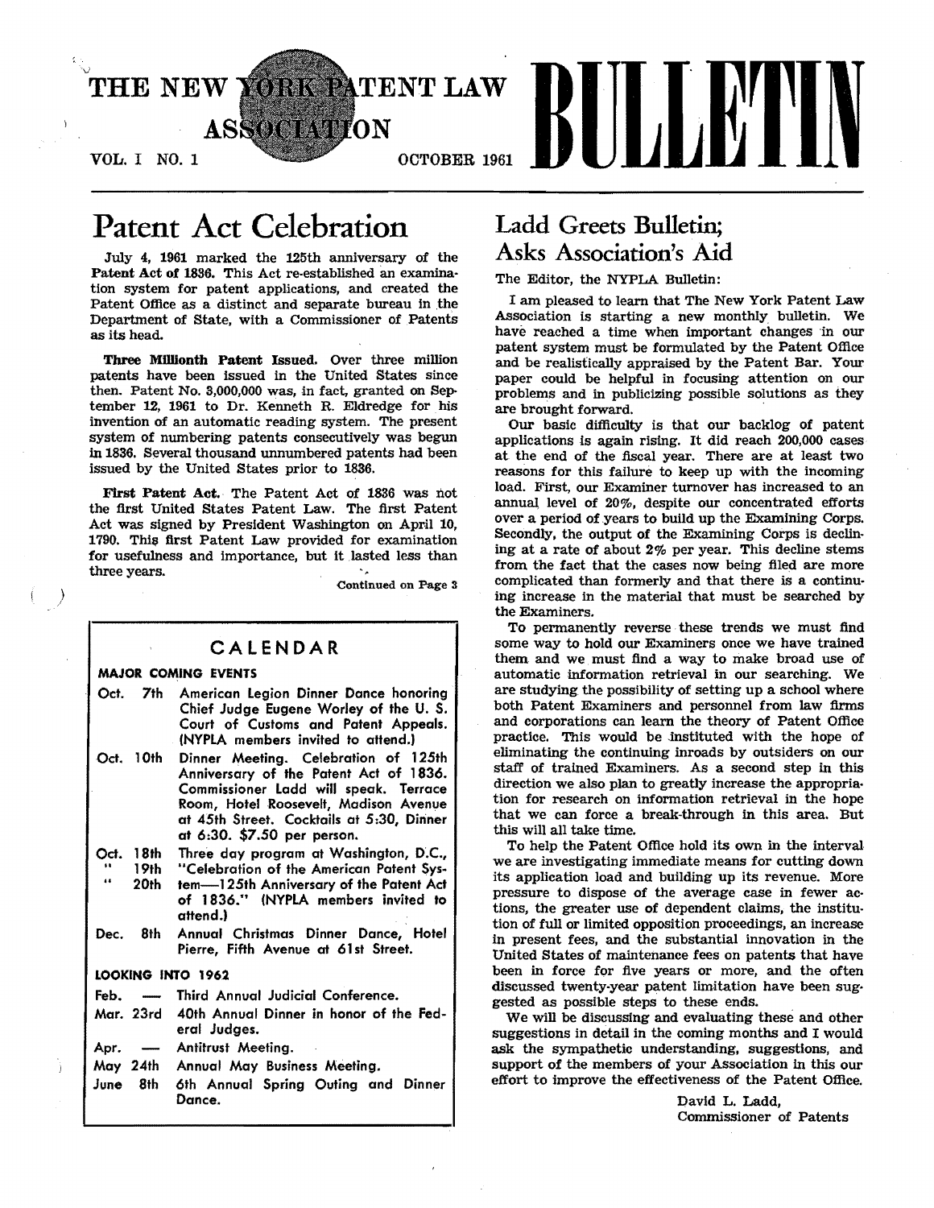# THE NEW YORK PATENT LAW ASSOCIATION BULLETIN

VOL. I NO. 1 OCTOBER 1961

## Patent Act Celebration

July 4, 1961 marked the 125th anniversary of the Patent Act of 1836. This Act re-established an examination system for patent applications, and created the Patent Office as a distinct and separate bureau in the Department of State, with a Commissioner of Patents as its head.

**Three Millionth Patent Issued.** Over three million patents have been issued in the United States since then. Patent No. 3,000,000 was, in fact, granted on September 12, 1961 to Dr. Kenneth R. Eldredge for his invention of an automatic reading system. The present system of numbering patents consecutively was begun in 1836. Several thousand unnumbered patents had been issued by the United States prior to 1836.

**First Patent Act.** The Patent Act of 1836 was not the first United States Patent Law. The first Patent Act was signed by President Washington on April 10, 1790. This first Patent Law provided for examination for usefulness and importance, but it lasted less than three years.

Continued on Page 3

### CALENDAR

**MAJOR COMING EVENTS**

| | |
|---|---|
| Oct. 7th | American Legion Dinner Dance honoring Chief Judge Eugene Worley of the U. S. Court of Customs and Patent Appeals. (NYPLA members invited to attend.) |
| Oct. 10th | Dinner Meeting. Celebration of 125th Anniversary of the Patent Act of 1836. Commissioner Ladd will speak. Terrace Room, Hotel Roosevelt, Madison Avenue at 45th Street. Cocktails at 5:30, Dinner at 6:30. $7.50 per person. |
| Oct. 18th, 19th, 20th | Three day program at Washington, D.C., "Celebration of the American Patent System—125th Anniversary of the Patent Act of 1836." (NYPLA members invited to attend.) |
| Dec. 8th | Annual Christmas Dinner Dance, Hotel Pierre, Fifth Avenue at 61st Street. |

**LOOKING INTO 1962**

| | |
|---|---|
| Feb. — | Third Annual Judicial Conference. |
| Mar. 23rd | 40th Annual Dinner in honor of the Federal Judges. |
| Apr. — | Antitrust Meeting. |
| May 24th | Annual May Business Meeting. |
| June 8th | 6th Annual Spring Outing and Dinner Dance. |

## Ladd Greets Bulletin; Asks Association's Aid

The Editor, the NYPLA Bulletin:

I am pleased to learn that The New York Patent Law Association is starting a new monthly bulletin. We have reached a time when important changes in our patent system must be formulated by the Patent Office and be realistically appraised by the Patent Bar. Your paper could be helpful in focusing attention on our problems and in publicizing possible solutions as they are brought forward.

Our basic difficulty is that our backlog of patent applications is again rising. It did reach 200,000 cases at the end of the fiscal year. There are at least two reasons for this failure to keep up with the incoming load. First, our Examiner turnover has increased to an annual level of 20%, despite our concentrated efforts over a period of years to build up the Examining Corps. Secondly, the output of the Examining Corps is declining at a rate of about 2% per year. This decline stems from the fact that the cases now being filed are more complicated than formerly and that there is a continuing increase in the material that must be searched by the Examiners.

To permanently reverse these trends we must find some way to hold our Examiners once we have trained them and we must find a way to make broad use of automatic information retrieval in our searching. We are studying the possibility of setting up a school where both Patent Examiners and personnel from law firms and corporations can learn the theory of Patent Office practice. This would be instituted with the hope of eliminating the continuing inroads by outsiders on our staff of trained Examiners. As a second step in this direction we also plan to greatly increase the appropriation for research on information retrieval in the hope that we can force a break-through in this area. But this will all take time.

To help the Patent Office hold its own in the interval we are investigating immediate means for cutting down its application load and building up its revenue. More pressure to dispose of the average case in fewer actions, the greater use of dependent claims, the institution of full or limited opposition proceedings, an increase in present fees, and the substantial innovation in the United States of maintenance fees on patents that have been in force for five years or more, and the often discussed twenty-year patent limitation have been suggested as possible steps to these ends.

We will be discussing and evaluating these and other suggestions in detail in the coming months and I would ask the sympathetic understanding, suggestions, and support of the members of your Association in this our effort to improve the effectiveness of the Patent Office.

David L. Ladd,
Commissioner of Patents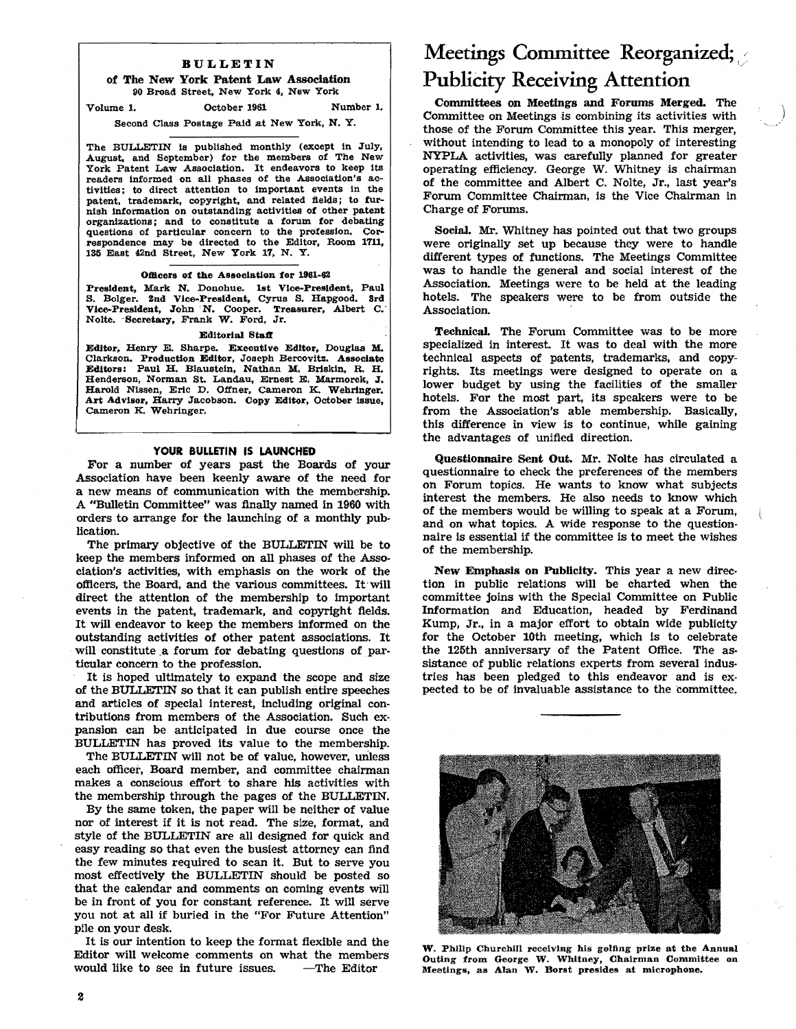**BULLETIN**

**of The New York Patent Law Association**
90 Broad Street, New York 4, New York

Volume 1. October 1961 Number 1.

Second Class Postage Paid at New York, N. Y.

The BULLETIN is published monthly (except in July, August, and September) for the members of The New York Patent Law Association. It endeavors to keep its readers informed on all phases of the Association's activities; to direct attention to important events in the patent, trademark, copyright, and related fields; to furnish information on outstanding activities of other patent organizations; and to constitute a forum for debating questions of particular concern to the profession. Correspondence may be directed to the Editor, Room 1711, 135 East 42nd Street, New York 17, N. Y.

**Officers of the Association for 1961-62**

**President**, Mark N. Donohue. **1st Vice-President**, Paul S. Bolger. **2nd Vice-President**, Cyrus S. Hapgood. **3rd Vice-President**, John N. Cooper. **Treasurer**, Albert C. Nolte. **Secretary**, Frank W. Ford, Jr.

**Editorial Staff**

**Editor**, Henry E. Sharpe. **Executive Editor**, Douglas M. Clarkson. **Production Editor**, Joseph Bercovitz. **Associate Editors**: Paul H. Blaustein, Nathan M. Briskin, R. H. Henderson, Norman St. Landau, Ernest E. Marmorek, J. Harold Nissen, Eric D. Offner, Cameron K. Wehringer. **Art Advisor**, Harry Jacobson. **Copy Editor, October issue**, Cameron K. Wehringer.

### YOUR BULLETIN IS LAUNCHED

For a number of years past the Boards of your Association have been keenly aware of the need for a new means of communication with the membership. A "Bulletin Committee" was finally named in 1960 with orders to arrange for the launching of a monthly publication.

The primary objective of the BULLETIN will be to keep the members informed on all phases of the Association's activities, with emphasis on the work of the officers, the Board, and the various committees. It will direct the attention of the membership to important events in the patent, trademark, and copyright fields. It will endeavor to keep the members informed on the outstanding activities of other patent associations. It will constitute a forum for debating questions of particular concern to the profession.

It is hoped ultimately to expand the scope and size of the BULLETIN so that it can publish entire speeches and articles of special interest, including original contributions from members of the Association. Such expansion can be anticipated in due course once the BULLETIN has proved its value to the membership.

The BULLETIN will not be of value, however, unless each officer, Board member, and committee chairman makes a conscious effort to share his activities with the membership through the pages of the BULLETIN.

By the same token, the paper will be neither of value nor of interest if it is not read. The size, format, and style of the BULLETIN are all designed for quick and easy reading so that even the busiest attorney can find the few minutes required to scan it. But to serve you most effectively the BULLETIN should be posted so that the calendar and comments on coming events will be in front of you for constant reference. It will serve you not at all if buried in the "For Future Attention" pile on your desk.

It is our intention to keep the format flexible and the Editor will welcome comments on what the members would like to see in future issues. —The Editor

# Meetings Committee Reorganized; Publicity Receiving Attention

**Committees on Meetings and Forums Merged.** The Committee on Meetings is combining its activities with those of the Forum Committee this year. This merger, without intending to lead to a monopoly of interesting NYPLA activities, was carefully planned for greater operating efficiency. George W. Whitney is chairman of the committee and Albert C. Nolte, Jr., last year's Forum Committee Chairman, is the Vice Chairman in Charge of Forums.

**Social.** Mr. Whitney has pointed out that two groups were originally set up because they were to handle different types of functions. The Meetings Committee was to handle the general and social interest of the Association. Meetings were to be held at the leading hotels. The speakers were to be from outside the Association.

**Technical.** The Forum Committee was to be more specialized in interest. It was to deal with the more technical aspects of patents, trademarks, and copyrights. Its meetings were designed to operate on a lower budget by using the facilities of the smaller hotels. For the most part, its speakers were to be from the Association's able membership. Basically, this difference in view is to continue, while gaining the advantages of unified direction.

**Questionnaire Sent Out.** Mr. Nolte has circulated a questionnaire to check the preferences of the members on Forum topics. He wants to know what subjects interest the members. He also needs to know which of the members would be willing to speak at a Forum, and on what topics. A wide response to the questionnaire is essential if the committee is to meet the wishes of the membership.

**New Emphasis on Publicity.** This year a new direction in public relations will be charted when the committee joins with the Special Committee on Public Information and Education, headed by Ferdinand Kump, Jr., in a major effort to obtain wide publicity for the October 10th meeting, which is to celebrate the 125th anniversary of the Patent Office. The assistance of public relations experts from several industries has been pledged to this endeavor and is expected to be of invaluable assistance to the committee.

W. Philip Churchill receiving his golfing prize at the Annual Outing from George W. Whitney, Chairman Committee on Meetings, as Alan W. Borst presides at microphone.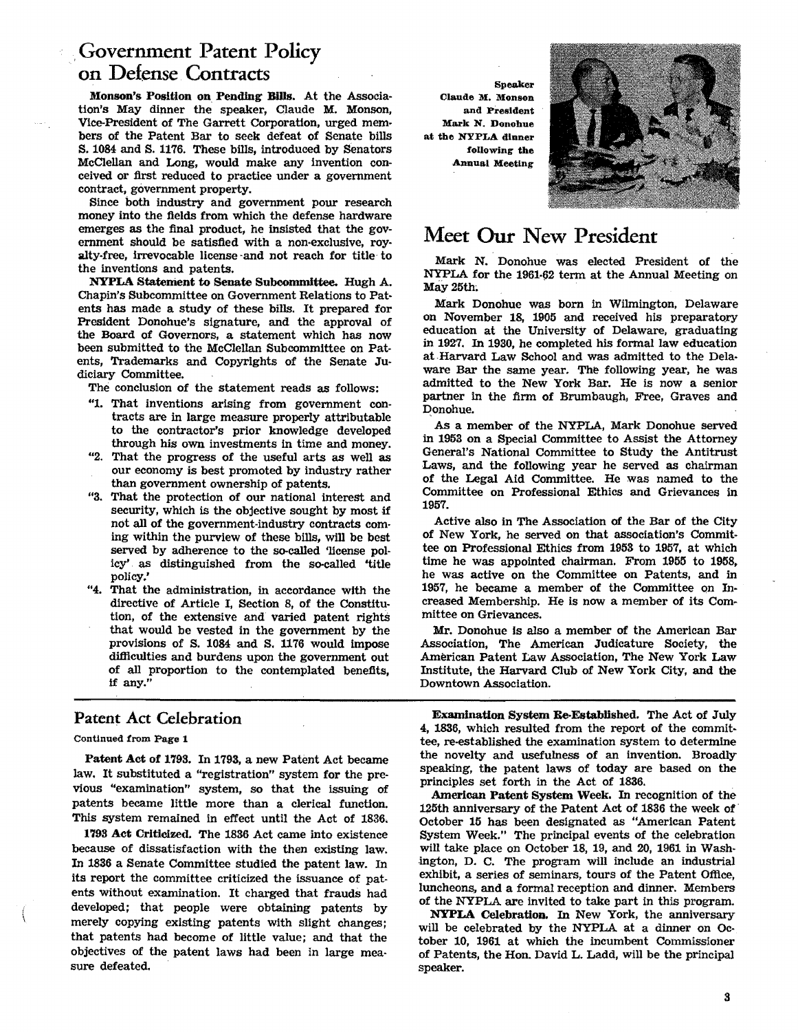## Government Patent Policy on Defense Contracts

**Monson's Position on Pending Bills.** At the Association's May dinner the speaker, Claude M. Monson, Vice-President of The Garrett Corporation, urged members of the Patent Bar to seek defeat of Senate bills S. 1084 and S. 1176. These bills, introduced by Senators McClellan and Long, would make any invention conceived or first reduced to practice under a government contract, government property.

Since both industry and government pour research money into the fields from which the defense hardware emerges as the final product, he insisted that the government should be satisfied with a non-exclusive, royalty-free, irrevocable license and not reach for title to the inventions and patents.

**NYPLA Statement to Senate Subcommittee.** Hugh A. Chapin's Subcommittee on Government Relations to Patents has made a study of these bills. It prepared for President Donohue's signature, and the approval of the Board of Governors, a statement which has now been submitted to the McClellan Subcommittee on Patents, Trademarks and Copyrights of the Senate Judiciary Committee.

The conclusion of the statement reads as follows:

"1. That inventions arising from government contracts are in large measure properly attributable to the contractor's prior knowledge developed through his own investments in time and money.

"2. That the progress of the useful arts as well as our economy is best promoted by industry rather than government ownership of patents.

"3. That the protection of our national interest and security, which is the objective sought by most if not all of the government-industry contracts coming within the purview of these bills, will be best served by adherence to the so-called 'license policy' as distinguished from the so-called 'title policy.'

"4. That the administration, in accordance with the directive of Article I, Section 8, of the Constitution, of the extensive and varied patent rights that would be vested in the government by the provisions of S. 1084 and S. 1176 would impose difficulties and burdens upon the government out of all proportion to the contemplated benefits, if any."

Speaker Claude M. Monson and President Mark N. Donohue at the NYPLA dinner following the Annual Meeting

## Meet Our New President

Mark N. Donohue was elected President of the NYPLA for the 1961-62 term at the Annual Meeting on May 25th.

Mark Donohue was born in Wilmington, Delaware on November 18, 1905 and received his preparatory education at the University of Delaware, graduating in 1927. In 1930, he completed his formal law education at Harvard Law School and was admitted to the Delaware Bar the same year. The following year, he was admitted to the New York Bar. He is now a senior partner in the firm of Brumbaugh, Free, Graves and Donohue.

As a member of the NYPLA, Mark Donohue served in 1953 on a Special Committee to Assist the Attorney General's National Committee to Study the Antitrust Laws, and the following year he served as chairman of the Legal Aid Committee. He was named to the Committee on Professional Ethics and Grievances in 1957.

Active also in The Association of the Bar of the City of New York, he served on that association's Committee on Professional Ethics from 1953 to 1957, at which time he was appointed chairman. From 1955 to 1958, he was active on the Committee on Patents, and in 1957, he became a member of the Committee on Increased Membership. He is now a member of its Committee on Grievances.

Mr. Donohue is also a member of the American Bar Association, The American Judicature Society, the American Patent Law Association, The New York Law Institute, the Harvard Club of New York City, and the Downtown Association.

## Patent Act Celebration

Continued from Page 1

**Patent Act of 1793.** In 1793, a new Patent Act became law. It substituted a "registration" system for the previous "examination" system, so that the issuing of patents became little more than a clerical function. This system remained in effect until the Act of 1836.

**1793 Act Criticized.** The 1836 Act came into existence because of dissatisfaction with the then existing law. In 1836 a Senate Committee studied the patent law. In its report the committee criticized the issuance of patents without examination. It charged that frauds had developed; that people were obtaining patents by merely copying existing patents with slight changes; that patents had become of little value; and that the objectives of the patent laws had been in large measure defeated.

**Examination System Re-Established.** The Act of July 4, 1836, which resulted from the report of the committee, re-established the examination system to determine the novelty and usefulness of an invention. Broadly speaking, the patent laws of today are based on the principles set forth in the Act of 1836.

**American Patent System Week.** In recognition of the 125th anniversary of the Patent Act of 1836 the week of October 15 has been designated as "American Patent System Week." The principal events of the celebration will take place on October 18, 19, and 20, 1961 in Washington, D. C. The program will include an industrial exhibit, a series of seminars, tours of the Patent Office, luncheons, and a formal reception and dinner. Members of the NYPLA are invited to take part in this program.

**NYPLA Celebration.** In New York, the anniversary will be celebrated by the NYPLA at a dinner on October 10, 1961 at which the incumbent Commissioner of Patents, the Hon. David L. Ladd, will be the principal speaker.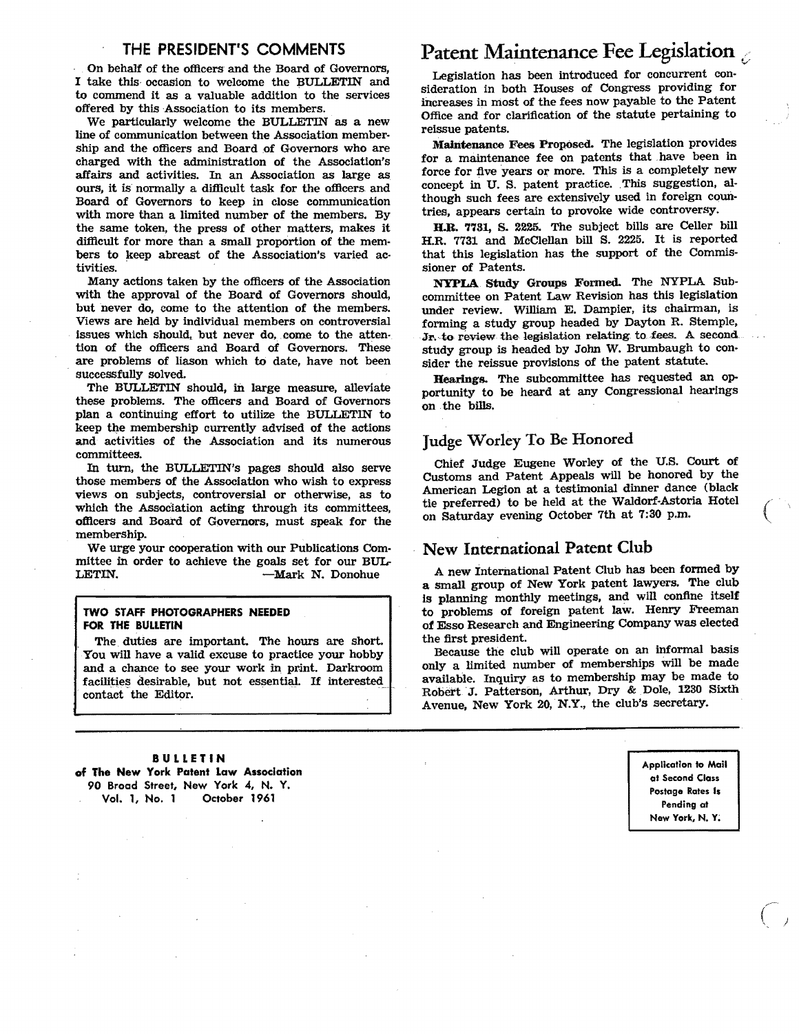## THE PRESIDENT'S COMMENTS

On behalf of the officers and the Board of Governors, I take this occasion to welcome the BULLETIN and to commend it as a valuable addition to the services offered by this Association to its members.

We particularly welcome the BULLETIN as a new line of communication between the Association membership and the officers and Board of Governors who are charged with the administration of the Association's affairs and activities. In an Association as large as ours, it is normally a difficult task for the officers and Board of Governors to keep in close communication with more than a limited number of the members. By the same token, the press of other matters, makes it difficult for more than a small proportion of the members to keep abreast of the Association's varied activities.

Many actions taken by the officers of the Association with the approval of the Board of Governors should, but never do, come to the attention of the members. Views are held by individual members on controversial issues which should, but never do, come to the attention of the officers and Board of Governors. These are problems of liason which to date, have not been successfully solved.

The BULLETIN should, in large measure, alleviate these problems. The officers and Board of Governors plan a continuing effort to utilize the BULLETIN to keep the membership currently advised of the actions and activities of the Association and its numerous committees.

In turn, the BULLETIN's pages should also serve those members of the Association who wish to express views on subjects, controversial or otherwise, as to which the Association acting through its committees, officers and Board of Governors, must speak for the membership.

We urge your cooperation with our Publications Committee in order to achieve the goals set for our BULLETIN.

—Mark N. Donohue

**TWO STAFF PHOTOGRAPHERS NEEDED FOR THE BULLETIN**

The duties are important. The hours are short. You will have a valid excuse to practice your hobby and a chance to see your work in print. Darkroom facilities desirable, but not essential. If interested contact the Editor.

## Patent Maintenance Fee Legislation

Legislation has been introduced for concurrent consideration in both Houses of Congress providing for increases in most of the fees now payable to the Patent Office and for clarification of the statute pertaining to reissue patents.

**Maintenance Fees Proposed.** The legislation provides for a maintenance fee on patents that have been in force for five years or more. This is a completely new concept in U. S. patent practice. This suggestion, although such fees are extensively used in foreign countries, appears certain to provoke wide controversy.

**H.R. 7731, S. 2225.** The subject bills are Celler bill H.R. 7731 and McClellan bill S. 2225. It is reported that this legislation has the support of the Commissioner of Patents.

**NYPLA Study Groups Formed.** The NYPLA Subcommittee on Patent Law Revision has this legislation under review. William E. Dampier, its chairman, is forming a study group headed by Dayton R. Stemple, Jr. to review the legislation relating to fees. A second study group is headed by John W. Brumbaugh to consider the reissue provisions of the patent statute.

**Hearings.** The subcommittee has requested an opportunity to be heard at any Congressional hearings on the bills.

## Judge Worley To Be Honored

Chief Judge Eugene Worley of the U.S. Court of Customs and Patent Appeals will be honored by the American Legion at a testimonial dinner dance (black tie preferred) to be held at the Waldorf-Astoria Hotel on Saturday evening October 7th at 7:30 p.m.

## New International Patent Club

A new International Patent Club has been formed by a small group of New York patent lawyers. The club is planning monthly meetings, and will confine itself to problems of foreign patent law. Henry Freeman of Esso Research and Engineering Company was elected the first president.

Because the club will operate on an informal basis only a limited number of memberships will be made available. Inquiry as to membership may be made to Robert J. Patterson, Arthur, Dry & Dole, 1230 Sixth Avenue, New York 20, N.Y., the club's secretary.

**BULLETIN**
**of The New York Patent Law Association**
90 Broad Street, New York 4, N. Y.
Vol. 1, No. 1 October 1961

Application to Mail at Second Class Postage Rates Is Pending at New York, N. Y.